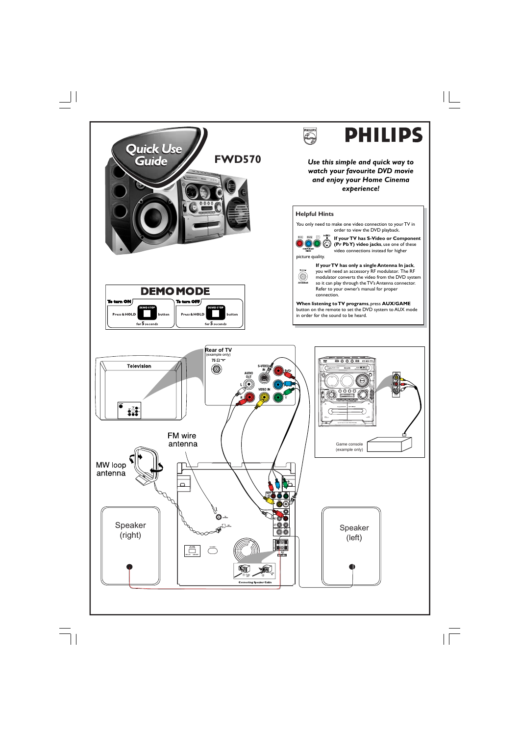# Quick Use Guide

## FWD570

PHILIPS

*Use this simple and quick way to watch your favourite DVD movie and enjoy your Home Cinema experience!*

### Helpful Hints

You only need to make one video connection to your TV in order to view the DVD playback.

**If your TV has S-Video or Component (Pr Pb Y) video jacks**, use one of these video connections instead for higher picture quality.

**If your TV has only a single Antenna In jack**, you will need an accessory RF modulator. The RF modulator converts the video from the DVD system so it can play through the TV's Antenna connector. Refer to your owner's manual for proper connection.

**When listening to TV programs**, press **AUX/GAME** button on the remote to set the DVD system to AUX mode in order for the sound to be heard.

## DEMO MODE

**To turn ON**

Press & HOLD DEMO STOP button for 5 seconds

**To turn OFF**

Press & HOLD DEMO STOP button for 5 seconds

Television

Rear of TV (example only)

75 Ω

AUDIO OUT

S-VIDEO IN

VIDEO IN

Pr/Cr

Pb/Cb

Y

L

R

FM wire antenna

MW loop antenna

Speaker (right)

Speaker (left)

Connecting Speaker Cable

Game console (example only)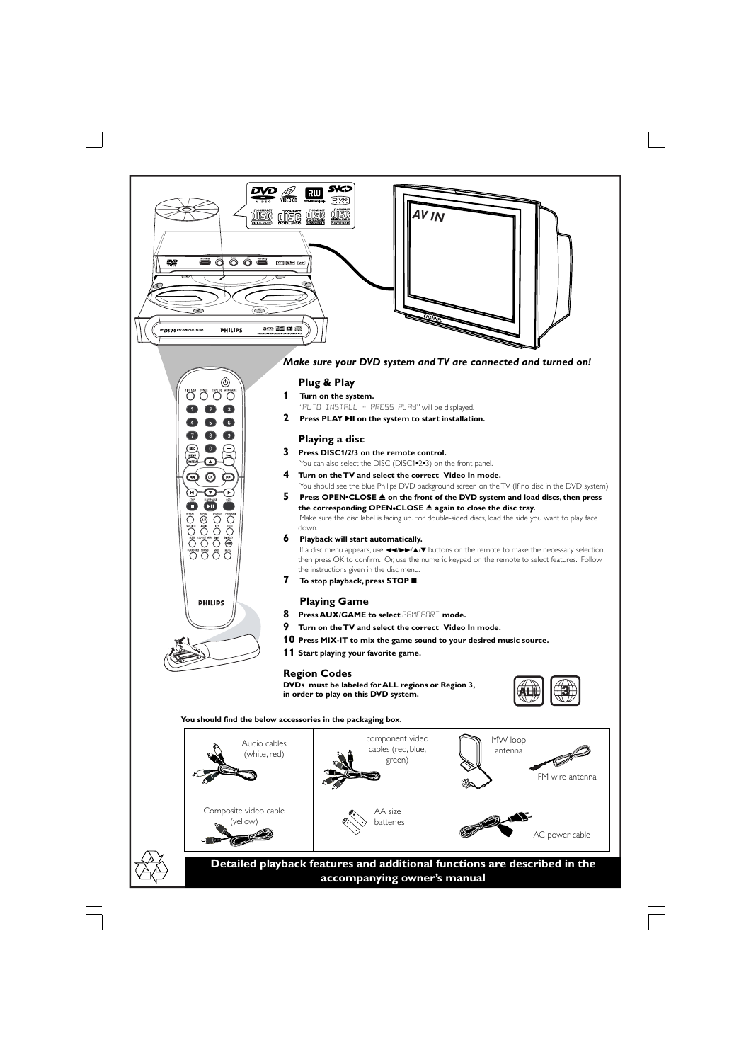*Make sure your DVD system and TV are connected and turned on!*

### Plug & Play

**1 Turn on the system.**
"AUTO INSTALL – PRESS PLAY" will be displayed.

**2 Press PLAY ▶II on the system to start installation.**

### Playing a disc

**3 Press DISC1/2/3 on the remote control.**
You can also select the DISC (DISC1•2•3) on the front panel.

**4 Turn on the TV and select the correct Video In mode.**
You should see the blue Philips DVD background screen on the TV (If no disc in the DVD system).

**5 Press OPEN•CLOSE ⏏ on the front of the DVD system and load discs, then press the corresponding OPEN•CLOSE ⏏ again to close the disc tray.**
Make sure the disc label is facing up. For double-sided discs, load the side you want to play face down.

**6 Playback will start automatically.**
If a disc menu appears, use ◀◀/▶▶/▲/▼ buttons on the remote to make the necessary selection, then press OK to confirm. Or, use the numeric keypad on the remote to select features. Follow the instructions given in the disc menu.

**7 To stop playback, press STOP ■.**

### Playing Game

**8 Press AUX/GAME to select GAMEPORT mode.**

**9 Turn on the TV and select the correct Video In mode.**

**10 Press MIX-IT to mix the game sound to your desired music source.**

**11 Start playing your favorite game.**

### Region Codes

**DVDs must be labeled for ALL regions or Region 3, in order to play on this DVD system.**

**You should find the below accessories in the packaging box.**

| | | |
|---|---|---|
| Audio cables (white, red) | component video cables (red, blue, green) | MW loop antenna / FM wire antenna |
| Composite video cable (yellow) | AA size batteries | AC power cable |

**Detailed playback features and additional functions are described in the accompanying owner's manual**